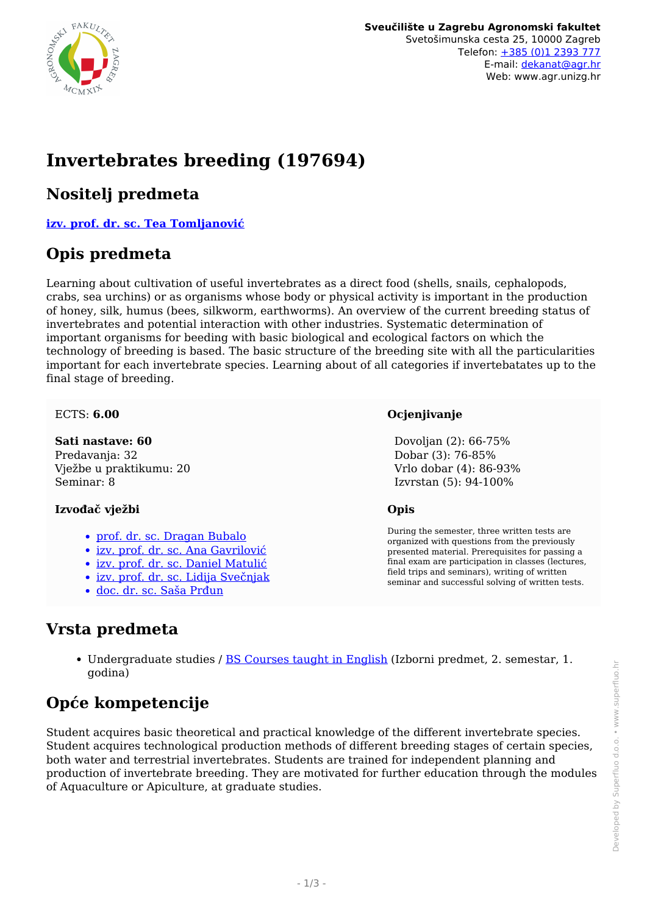**Sveučilište u Zagrebu Agronomski fakultet**
Svetošimunska cesta 25, 10000 Zagreb
Telefon: +385 (0)1 2393 777
E-mail: dekanat@agr.hr
Web: www.agr.unizg.hr

# Invertebrates breeding (197694)

## Nositelj predmeta

**izv. prof. dr. sc. Tea Tomljanović**

## Opis predmeta

Learning about cultivation of useful invertebrates as a direct food (shells, snails, cephalopods, crabs, sea urchins) or as organisms whose body or physical activity is important in the production of honey, silk, humus (bees, silkworm, earthworms). An overview of the current breeding status of invertebrates and potential interaction with other industries. Systematic determination of important organisms for beeding with basic biological and ecological factors on which the technology of breeding is based. The basic structure of the breeding site with all the particularities important for each invertebrate species. Learning about of all categories if invertebatates up to the final stage of breeding.

ECTS: **6.00**

**Sati nastave: 60**
Predavanja: 32
Vježbe u praktikumu: 20
Seminar: 8

**Izvođač vježbi**

- prof. dr. sc. Dragan Bubalo
- izv. prof. dr. sc. Ana Gavrilović
- izv. prof. dr. sc. Daniel Matulić
- izv. prof. dr. sc. Lidija Svečnjak
- doc. dr. sc. Saša Prđun

**Ocjenjivanje**

Dovoljan (2): 66-75%
Dobar (3): 76-85%
Vrlo dobar (4): 86-93%
Izvrstan (5): 94-100%

**Opis**

During the semester, three written tests are organized with questions from the previously presented material. Prerequisites for passing a final exam are participation in classes (lectures, field trips and seminars), writing of written seminar and successful solving of written tests.

## Vrsta predmeta

- Undergraduate studies / BS Courses taught in English (Izborni predmet, 2. semestar, 1. godina)

## Opće kompetencije

Student acquires basic theoretical and practical knowledge of the different invertebrate species. Student acquires technological production methods of different breeding stages of certain species, both water and terrestrial invertebrates. Students are trained for independent planning and production of invertebrate breeding. They are motivated for further education through the modules of Aquaculture or Apiculture, at graduate studies.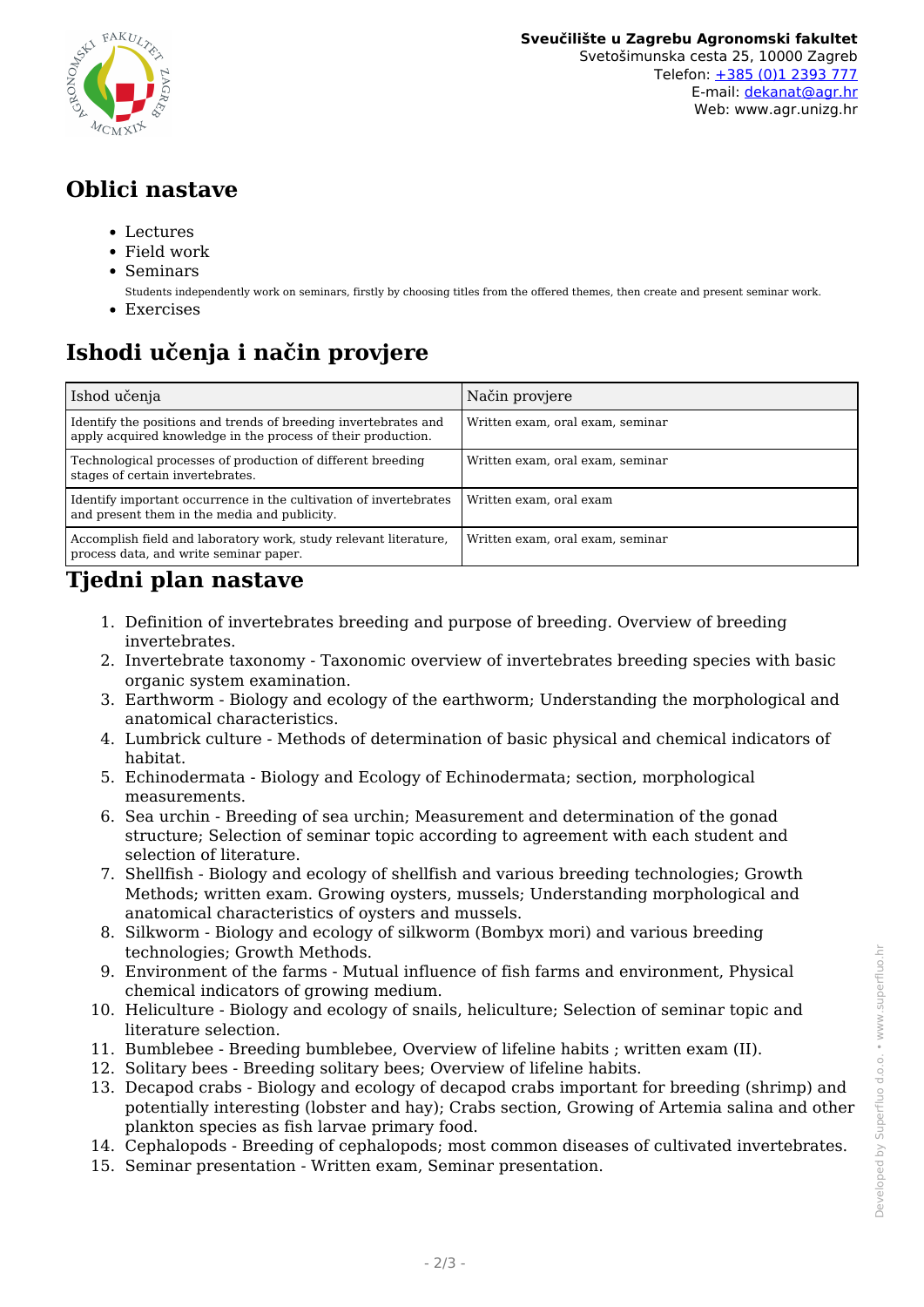## Oblici nastave

- Lectures
- Field work
- Seminars
  Students independently work on seminars, firstly by choosing titles from the offered themes, then create and present seminar work.
- Exercises

## Ishodi učenja i način provjere

| Ishod učenja | Način provjere |
| --- | --- |
| Identify the positions and trends of breeding invertebrates and apply acquired knowledge in the process of their production. | Written exam, oral exam, seminar |
| Technological processes of production of different breeding stages of certain invertebrates. | Written exam, oral exam, seminar |
| Identify important occurrence in the cultivation of invertebrates and present them in the media and publicity. | Written exam, oral exam |
| Accomplish field and laboratory work, study relevant literature, process data, and write seminar paper. | Written exam, oral exam, seminar |

## Tjedni plan nastave

1. Definition of invertebrates breeding and purpose of breeding. Overview of breeding invertebrates.
2. Invertebrate taxonomy - Taxonomic overview of invertebrates breeding species with basic organic system examination.
3. Earthworm - Biology and ecology of the earthworm; Understanding the morphological and anatomical characteristics.
4. Lumbrick culture - Methods of determination of basic physical and chemical indicators of habitat.
5. Echinodermata - Biology and Ecology of Echinodermata; section, morphological measurements.
6. Sea urchin - Breeding of sea urchin; Measurement and determination of the gonad structure; Selection of seminar topic according to agreement with each student and selection of literature.
7. Shellfish - Biology and ecology of shellfish and various breeding technologies; Growth Methods; written exam. Growing oysters, mussels; Understanding morphological and anatomical characteristics of oysters and mussels.
8. Silkworm - Biology and ecology of silkworm (Bombyx mori) and various breeding technologies; Growth Methods.
9. Environment of the farms - Mutual influence of fish farms and environment, Physical chemical indicators of growing medium.
10. Heliculture - Biology and ecology of snails, heliculture; Selection of seminar topic and literature selection.
11. Bumblebee - Breeding bumblebee, Overview of lifeline habits ; written exam (II).
12. Solitary bees - Breeding solitary bees; Overview of lifeline habits.
13. Decapod crabs - Biology and ecology of decapod crabs important for breeding (shrimp) and potentially interesting (lobster and hay); Crabs section, Growing of Artemia salina and other plankton species as fish larvae primary food.
14. Cephalopods - Breeding of cephalopods; most common diseases of cultivated invertebrates.
15. Seminar presentation - Written exam, Seminar presentation.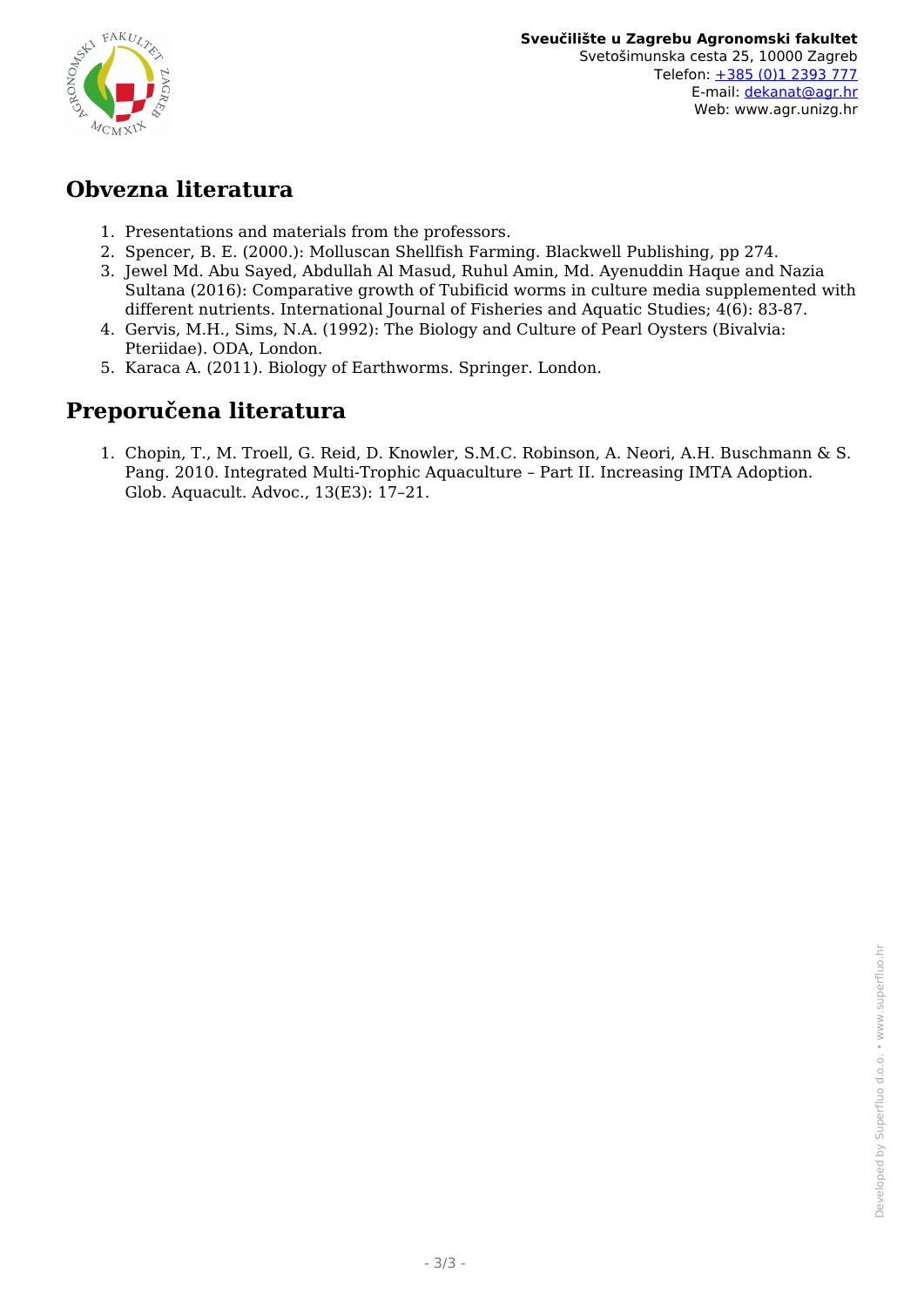## Obvezna literatura

1. Presentations and materials from the professors.
2. Spencer, B. E. (2000.): Molluscan Shellfish Farming. Blackwell Publishing, pp 274.
3. Jewel Md. Abu Sayed, Abdullah Al Masud, Ruhul Amin, Md. Ayenuddin Haque and Nazia Sultana (2016): Comparative growth of Tubificid worms in culture media supplemented with different nutrients. International Journal of Fisheries and Aquatic Studies; 4(6): 83-87.
4. Gervis, M.H., Sims, N.A. (1992): The Biology and Culture of Pearl Oysters (Bivalvia: Pteriidae). ODA, London.
5. Karaca A. (2011). Biology of Earthworms. Springer. London.

## Preporučena literatura

1. Chopin, T., M. Troell, G. Reid, D. Knowler, S.M.C. Robinson, A. Neori, A.H. Buschmann & S. Pang. 2010. Integrated Multi-Trophic Aquaculture – Part II. Increasing IMTA Adoption. Glob. Aquacult. Advoc., 13(E3): 17–21.